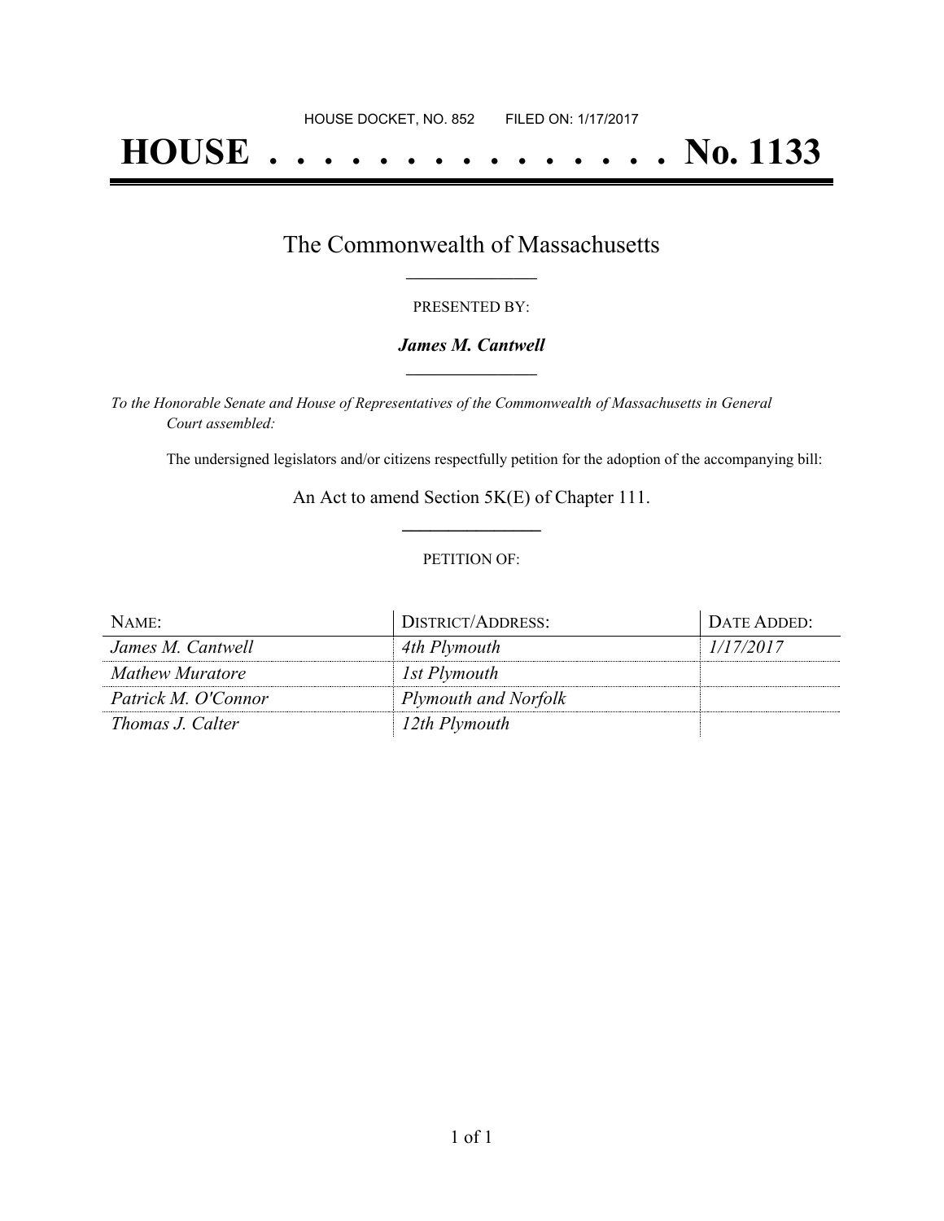HOUSE DOCKET, NO. 852 FILED ON: 1/17/2017

# HOUSE . . . . . . . . . . . . . . . No. 1133

## The Commonwealth of Massachusetts

PRESENTED BY:

***James M. Cantwell***

*To the Honorable Senate and House of Representatives of the Commonwealth of Massachusetts in General Court assembled:*

The undersigned legislators and/or citizens respectfully petition for the adoption of the accompanying bill:

An Act to amend Section 5K(E) of Chapter 111.

PETITION OF:

| NAME: | DISTRICT/ADDRESS: | DATE ADDED: |
|---|---|---|
| *James M. Cantwell* | *4th Plymouth* | *1/17/2017* |
| *Mathew Muratore* | *1st Plymouth* | |
| *Patrick M. O'Connor* | *Plymouth and Norfolk* | |
| *Thomas J. Calter* | *12th Plymouth* | |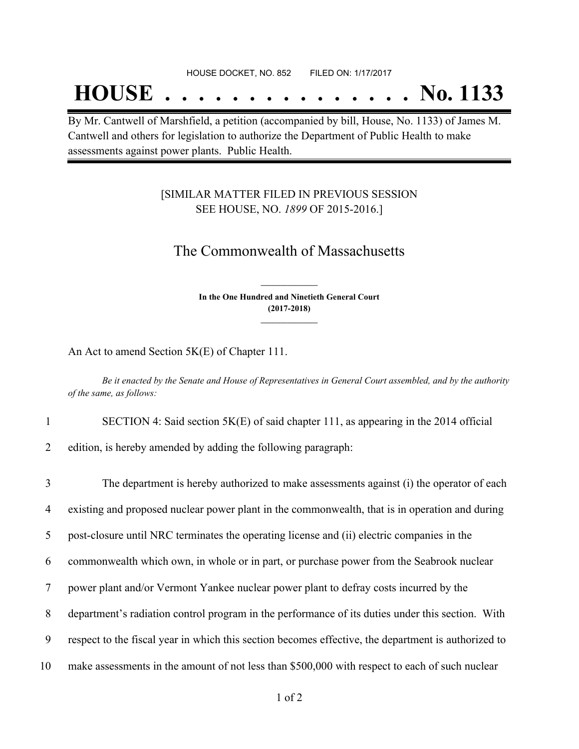HOUSE DOCKET, NO. 852 FILED ON: 1/17/2017

# HOUSE . . . . . . . . . . . . . . . No. 1133

By Mr. Cantwell of Marshfield, a petition (accompanied by bill, House, No. 1133) of James M. Cantwell and others for legislation to authorize the Department of Public Health to make assessments against power plants. Public Health.

[SIMILAR MATTER FILED IN PREVIOUS SESSION
SEE HOUSE, NO. *1899* OF 2015-2016.]

## The Commonwealth of Massachusetts

**In the One Hundred and Ninetieth General Court
(2017-2018)**

An Act to amend Section 5K(E) of Chapter 111.

*Be it enacted by the Senate and House of Representatives in General Court assembled, and by the authority of the same, as follows:*

1 SECTION 4: Said section 5K(E) of said chapter 111, as appearing in the 2014 official
2 edition, is hereby amended by adding the following paragraph:

3 The department is hereby authorized to make assessments against (i) the operator of each
4 existing and proposed nuclear power plant in the commonwealth, that is in operation and during
5 post-closure until NRC terminates the operating license and (ii) electric companies in the
6 commonwealth which own, in whole or in part, or purchase power from the Seabrook nuclear
7 power plant and/or Vermont Yankee nuclear power plant to defray costs incurred by the
8 department's radiation control program in the performance of its duties under this section. With
9 respect to the fiscal year in which this section becomes effective, the department is authorized to
10 make assessments in the amount of not less than $500,000 with respect to each of such nuclear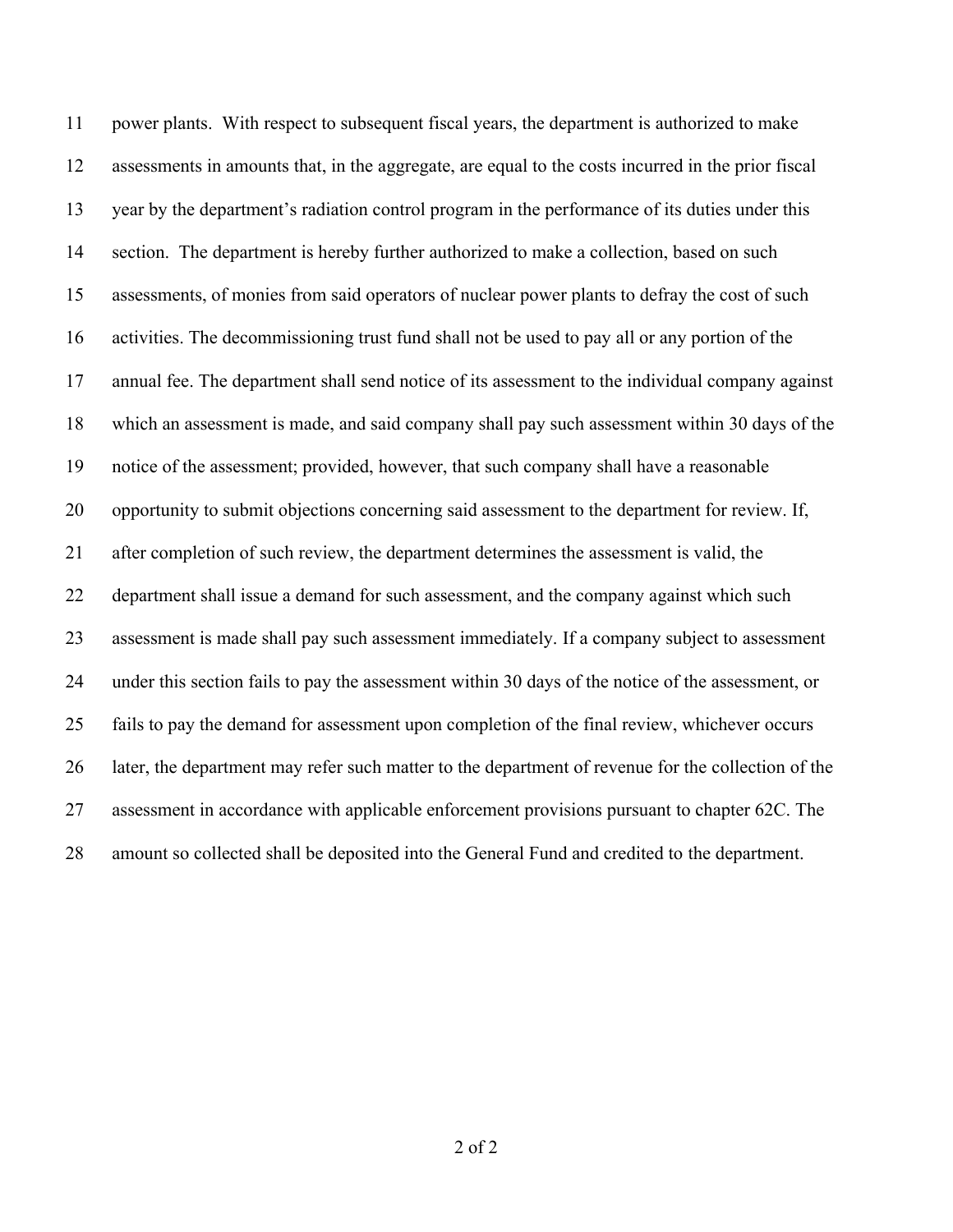power plants. With respect to subsequent fiscal years, the department is authorized to make assessments in amounts that, in the aggregate, are equal to the costs incurred in the prior fiscal year by the department's radiation control program in the performance of its duties under this section. The department is hereby further authorized to make a collection, based on such assessments, of monies from said operators of nuclear power plants to defray the cost of such activities. The decommissioning trust fund shall not be used to pay all or any portion of the annual fee. The department shall send notice of its assessment to the individual company against which an assessment is made, and said company shall pay such assessment within 30 days of the notice of the assessment; provided, however, that such company shall have a reasonable opportunity to submit objections concerning said assessment to the department for review. If, after completion of such review, the department determines the assessment is valid, the department shall issue a demand for such assessment, and the company against which such assessment is made shall pay such assessment immediately. If a company subject to assessment under this section fails to pay the assessment within 30 days of the notice of the assessment, or fails to pay the demand for assessment upon completion of the final review, whichever occurs later, the department may refer such matter to the department of revenue for the collection of the assessment in accordance with applicable enforcement provisions pursuant to chapter 62C. The amount so collected shall be deposited into the General Fund and credited to the department.